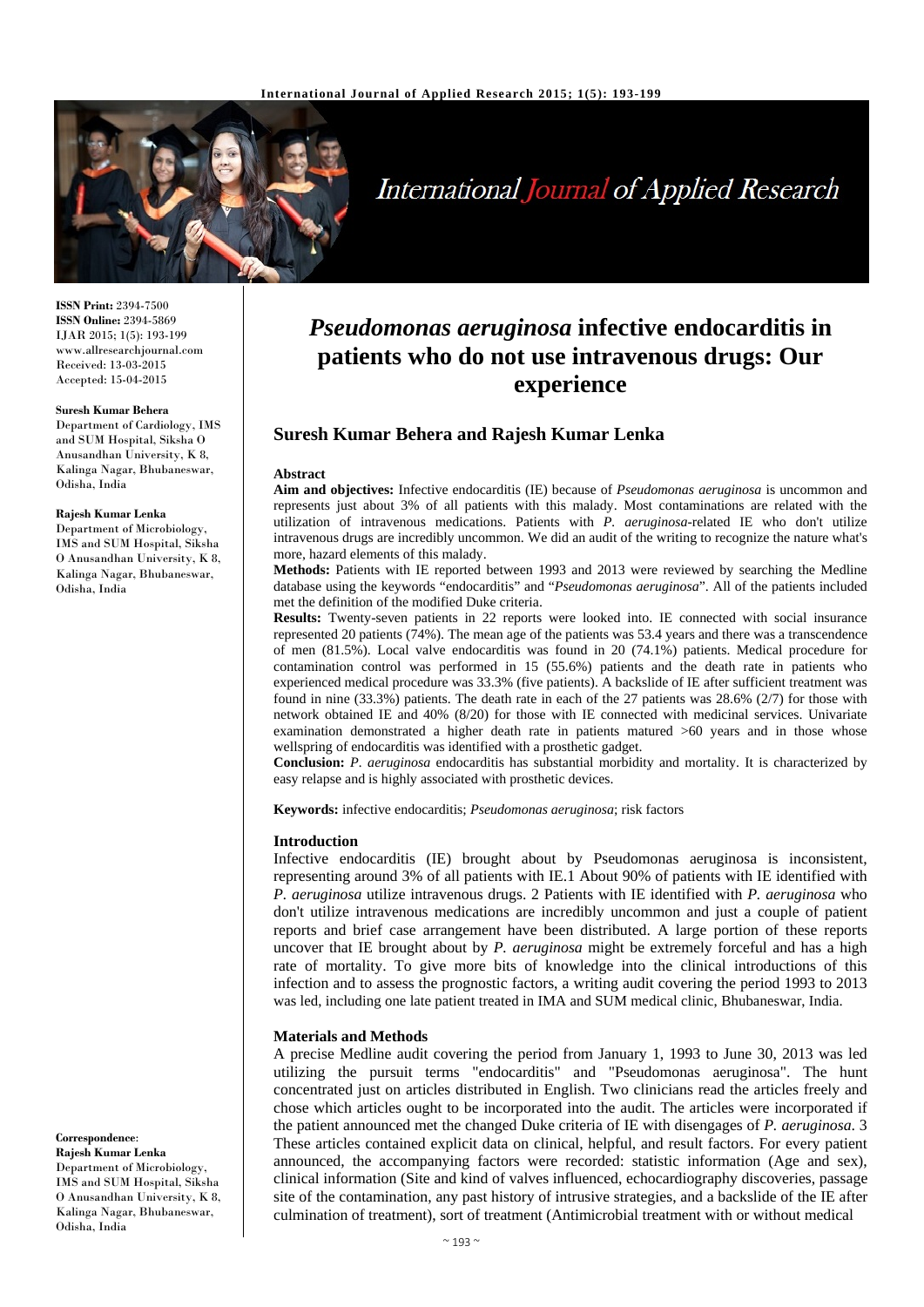ISSN Print: 2394-7500
ISSN Online: 2394-5869
IJAR 2015; 1(5): 193-199
www.allresearchjournal.com
Received: 13-03-2015
Accepted: 15-04-2015

**Suresh Kumar Behera**
Department of Cardiology, IMS and SUM Hospital, Siksha O Anusandhan University, K 8, Kalinga Nagar, Bhubaneswar, Odisha, India

**Rajesh Kumar Lenka**
Department of Microbiology, IMS and SUM Hospital, Siksha O Anusandhan University, K 8, Kalinga Nagar, Bhubaneswar, Odisha, India

**Correspondence**:
**Rajesh Kumar Lenka**
Department of Microbiology, IMS and SUM Hospital, Siksha O Anusandhan University, K 8, Kalinga Nagar, Bhubaneswar, Odisha, India

# *Pseudomonas aeruginosa* infective endocarditis in patients who do not use intravenous drugs: Our experience

## Suresh Kumar Behera and Rajesh Kumar Lenka

### Abstract

**Aim and objectives:** Infective endocarditis (IE) because of *Pseudomonas aeruginosa* is uncommon and represents just about 3% of all patients with this malady. Most contaminations are related with the utilization of intravenous medications. Patients with *P. aeruginosa*-related IE who don't utilize intravenous drugs are incredibly uncommon. We did an audit of the writing to recognize the nature what's more, hazard elements of this malady.

**Methods:** Patients with IE reported between 1993 and 2013 were reviewed by searching the Medline database using the keywords "endocarditis" and "*Pseudomonas aeruginosa*". All of the patients included met the definition of the modified Duke criteria.

**Results:** Twenty-seven patients in 22 reports were looked into. IE connected with social insurance represented 20 patients (74%). The mean age of the patients was 53.4 years and there was a transcendence of men (81.5%). Local valve endocarditis was found in 20 (74.1%) patients. Medical procedure for contamination control was performed in 15 (55.6%) patients and the death rate in patients who experienced medical procedure was 33.3% (five patients). A backslide of IE after sufficient treatment was found in nine (33.3%) patients. The death rate in each of the 27 patients was 28.6% (2/7) for those with network obtained IE and 40% (8/20) for those with IE connected with medicinal services. Univariate examination demonstrated a higher death rate in patients matured >60 years and in those whose wellspring of endocarditis was identified with a prosthetic gadget.

**Conclusion:** *P. aeruginosa* endocarditis has substantial morbidity and mortality. It is characterized by easy relapse and is highly associated with prosthetic devices.

**Keywords:** infective endocarditis; *Pseudomonas aeruginosa*; risk factors

### Introduction

Infective endocarditis (IE) brought about by Pseudomonas aeruginosa is inconsistent, representing around 3% of all patients with IE.1 About 90% of patients with IE identified with *P. aeruginosa* utilize intravenous drugs. 2 Patients with IE identified with *P. aeruginosa* who don't utilize intravenous medications are incredibly uncommon and just a couple of patient reports and brief case arrangement have been distributed. A large portion of these reports uncover that IE brought about by *P. aeruginosa* might be extremely forceful and has a high rate of mortality. To give more bits of knowledge into the clinical introductions of this infection and to assess the prognostic factors, a writing audit covering the period 1993 to 2013 was led, including one late patient treated in IMA and SUM medical clinic, Bhubaneswar, India.

### Materials and Methods

A precise Medline audit covering the period from January 1, 1993 to June 30, 2013 was led utilizing the pursuit terms "endocarditis" and "Pseudomonas aeruginosa". The hunt concentrated just on articles distributed in English. Two clinicians read the articles freely and chose which articles ought to be incorporated into the audit. The articles were incorporated if the patient announced met the changed Duke criteria of IE with disengages of *P. aeruginosa*. 3 These articles contained explicit data on clinical, helpful, and result factors. For every patient announced, the accompanying factors were recorded: statistic information (Age and sex), clinical information (Site and kind of valves influenced, echocardiography discoveries, passage site of the contamination, any past history of intrusive strategies, and a backslide of the IE after culmination of treatment), sort of treatment (Antimicrobial treatment with or without medical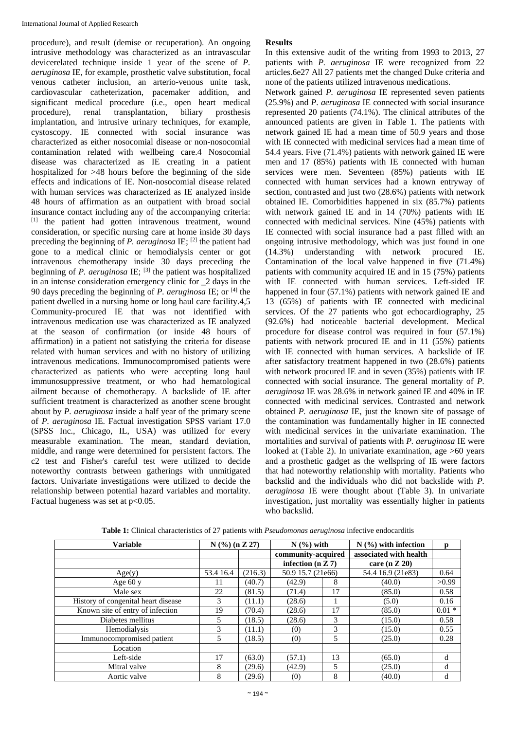procedure), and result (demise or recuperation). An ongoing intrusive methodology was characterized as an intravascular devicerelated technique inside 1 year of the scene of *P. aeruginosa* IE, for example, prosthetic valve substitution, focal venous catheter inclusion, an arterio-venous unite task, cardiovascular catheterization, pacemaker addition, and significant medical procedure (i.e., open heart medical procedure), renal transplantation, biliary prosthesis implantation, and intrusive urinary techniques, for example, cystoscopy. IE connected with social insurance was characterized as either nosocomial disease or non-nosocomial contamination related with wellbeing care.4 Nosocomial disease was characterized as IE creating in a patient hospitalized for >48 hours before the beginning of the side effects and indications of IE. Non-nosocomial disease related with human services was characterized as IE analyzed inside 48 hours of affirmation as an outpatient with broad social insurance contact including any of the accompanying criteria: [1] the patient had gotten intravenous treatment, wound consideration, or specific nursing care at home inside 30 days preceding the beginning of *P. aeruginosa* IE; [2] the patient had gone to a medical clinic or hemodialysis center or got intravenous chemotherapy inside 30 days preceding the beginning of *P. aeruginosa* IE; [3] the patient was hospitalized in an intense consideration emergency clinic for _2 days in the 90 days preceding the beginning of *P. aeruginosa* IE; or [4] the patient dwelled in a nursing home or long haul care facility.4,5 Community-procured IE that was not identified with intravenous medication use was characterized as IE analyzed at the season of confirmation (or inside 48 hours of affirmation) in a patient not satisfying the criteria for disease related with human services and with no history of utilizing intravenous medications. Immunocompromised patients were characterized as patients who were accepting long haul immunosuppressive treatment, or who had hematological ailment because of chemotherapy. A backslide of IE after sufficient treatment is characterized as another scene brought about by *P. aeruginosa* inside a half year of the primary scene of *P. aeruginosa* IE. Factual investigation SPSS variant 17.0 (SPSS Inc., Chicago, IL, USA) was utilized for every measurable examination. The mean, standard deviation, middle, and range were determined for persistent factors. The c2 test and Fisher's careful test were utilized to decide noteworthy contrasts between gatherings with unmitigated factors. Univariate investigations were utilized to decide the relationship between potential hazard variables and mortality. Factual hugeness was set at $p<0.05$.

## Results

In this extensive audit of the writing from 1993 to 2013, 27 patients with *P. aeruginosa* IE were recognized from 22 articles.6e27 All 27 patients met the changed Duke criteria and none of the patients utilized intravenous medications.

Network gained *P. aeruginosa* IE represented seven patients (25.9%) and *P. aeruginosa* IE connected with social insurance represented 20 patients (74.1%). The clinical attributes of the announced patients are given in Table 1. The patients with network gained IE had a mean time of 50.9 years and those with IE connected with medicinal services had a mean time of 54.4 years. Five (71.4%) patients with network gained IE were men and 17 (85%) patients with IE connected with human services were men. Seventeen (85%) patients with IE connected with human services had a known entryway of section, contrasted and just two (28.6%) patients with network obtained IE. Comorbidities happened in six (85.7%) patients with network gained IE and in 14 (70%) patients with IE connected with medicinal services. Nine (45%) patients with IE connected with social insurance had a past filled with an ongoing intrusive methodology, which was just found in one (14.3%) understanding with network procured IE. Contamination of the local valve happened in five (71.4%) patients with community acquired IE and in 15 (75%) patients with IE connected with human services. Left-sided IE happened in four (57.1%) patients with network gained IE and 13 (65%) of patients with IE connected with medicinal services. Of the 27 patients who got echocardiography, 25 (92.6%) had noticeable bacterial development. Medical procedure for disease control was required in four (57.1%) patients with network procured IE and in 11 (55%) patients with IE connected with human services. A backslide of IE after satisfactory treatment happened in two (28.6%) patients with network procured IE and in seven (35%) patients with IE connected with social insurance. The general mortality of *P. aeruginosa* IE was 28.6% in network gained IE and 40% in IE connected with medicinal services. Contrasted and network obtained *P. aeruginosa* IE, just the known site of passage of the contamination was fundamentally higher in IE connected with medicinal services in the univariate examination. The mortalities and survival of patients with *P. aeruginosa* IE were looked at (Table 2). In univariate examination, age >60 years and a prosthetic gadget as the wellspring of IE were factors that had noteworthy relationship with mortality. Patients who backslid and the individuals who did not backslide with *P. aeruginosa* IE were thought about (Table 3). In univariate investigation, just mortality was essentially higher in patients who backslid.

**Table 1:** Clinical characteristics of 27 patients with *Pseudomonas aeruginosa* infective endocarditis

| Variable | N (%) (n Z 27) | | N (%) with community-acquired infection (n Z 7) | | N (%) with infection associated with health care (n Z 20) | p |
|---|---|---|---|---|---|---|
| Age(y) | 53.4 16.4 | (216.3) | 50.9 15.7 (21e66) | | 54.4 16.9 (21e83) | 0.64 |
| Age 60 y | 11 | (40.7) | (42.9) | 8 | (40.0) | >0.99 |
| Male sex | 22 | (81.5) | (71.4) | 17 | (85.0) | 0.58 |
| History of congenital heart disease | 3 | (11.1) | (28.6) | 1 | (5.0) | 0.16 |
| Known site of entry of infection | 19 | (70.4) | (28.6) | 17 | (85.0) | 0.01 * |
| Diabetes mellitus | 5 | (18.5) | (28.6) | 3 | (15.0) | 0.58 |
| Hemodialysis | 3 | (11.1) | (0) | 3 | (15.0) | 0.55 |
| Immunocompromised patient | 5 | (18.5) | (0) | 5 | (25.0) | 0.28 |
| Location | | | | | | |
| Left-side | 17 | (63.0) | (57.1) | 13 | (65.0) | d |
| Mitral valve | 8 | (29.6) | (42.9) | 5 | (25.0) | d |
| Aortic valve | 8 | (29.6) | (0) | 8 | (40.0) | d |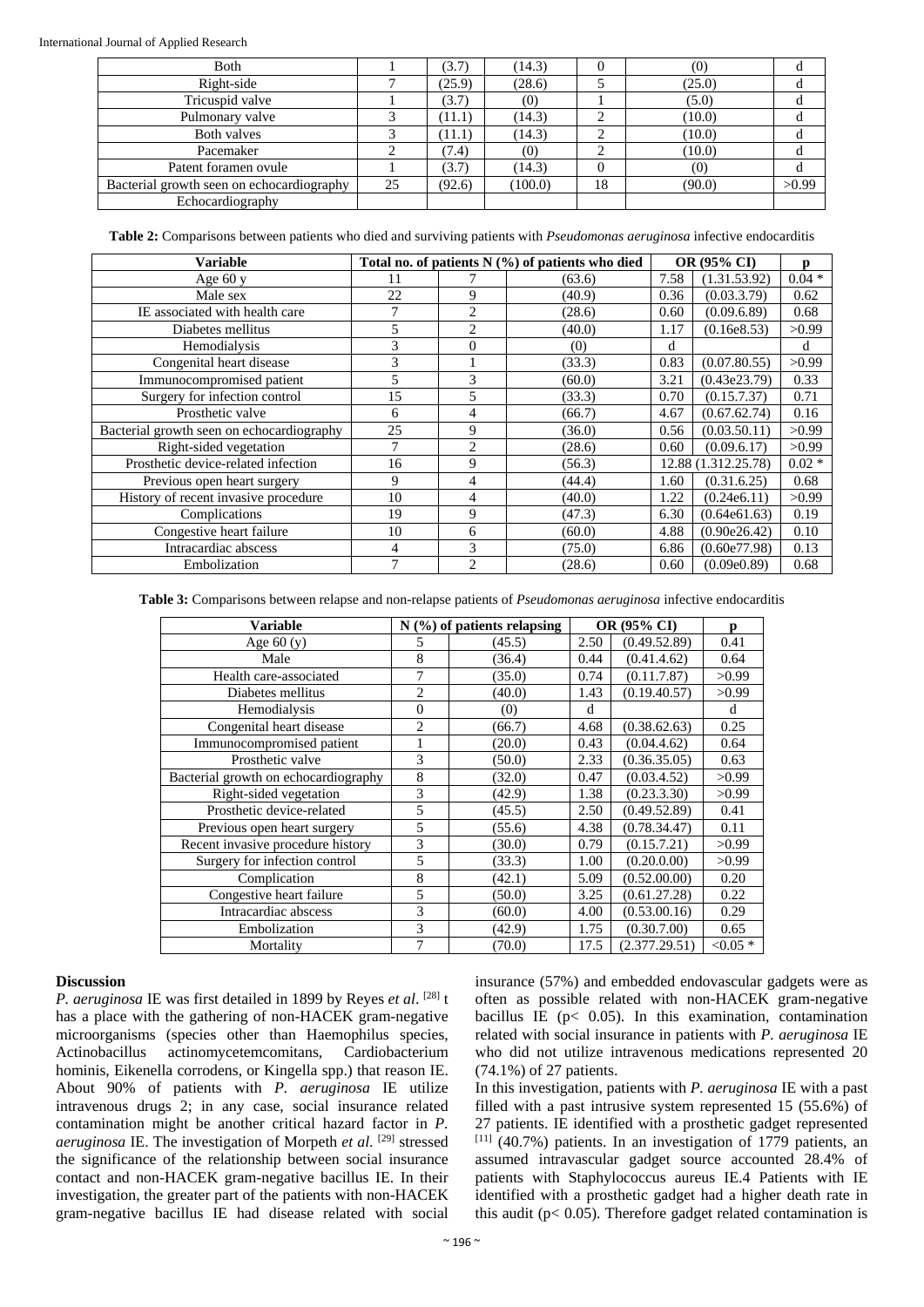| Both | 1 | (3.7) | (14.3) | 0 | (0) | d |
|---|---|---|---|---|---|---|
| Right-side | 7 | (25.9) | (28.6) | 5 | (25.0) | d |
| Tricuspid valve | 1 | (3.7) | (0) | 1 | (5.0) | d |
| Pulmonary valve | 3 | (11.1) | (14.3) | 2 | (10.0) | d |
| Both valves | 3 | (11.1) | (14.3) | 2 | (10.0) | d |
| Pacemaker | 2 | (7.4) | (0) | 2 | (10.0) | d |
| Patent foramen ovule | 1 | (3.7) | (14.3) | 0 | (0) | d |
| Bacterial growth seen on echocardiography | 25 | (92.6) | (100.0) | 18 | (90.0) | >0.99 |
| Echocardiography | | | | | | |

**Table 2:** Comparisons between patients who died and surviving patients with *Pseudomonas aeruginosa* infective endocarditis

| Variable | Total no. of patients N (%) of patients who died | | | OR (95% CI) | | p |
|---|---|---|---|---|---|---|
| Age 60 y | 11 | 7 | (63.6) | 7.58 | (1.31.53.92) | 0.04 * |
| Male sex | 22 | 9 | (40.9) | 0.36 | (0.03.3.79) | 0.62 |
| IE associated with health care | 7 | 2 | (28.6) | 0.60 | (0.09.6.89) | 0.68 |
| Diabetes mellitus | 5 | 2 | (40.0) | 1.17 | (0.16e8.53) | >0.99 |
| Hemodialysis | 3 | 0 | (0) | d | | d |
| Congenital heart disease | 3 | 1 | (33.3) | 0.83 | (0.07.80.55) | >0.99 |
| Immunocompromised patient | 5 | 3 | (60.0) | 3.21 | (0.43e23.79) | 0.33 |
| Surgery for infection control | 15 | 5 | (33.3) | 0.70 | (0.15.7.37) | 0.71 |
| Prosthetic valve | 6 | 4 | (66.7) | 4.67 | (0.67.62.74) | 0.16 |
| Bacterial growth seen on echocardiography | 25 | 9 | (36.0) | 0.56 | (0.03.50.11) | >0.99 |
| Right-sided vegetation | 7 | 2 | (28.6) | 0.60 | (0.09.6.17) | >0.99 |
| Prosthetic device-related infection | 16 | 9 | (56.3) | 12.88 (1.312.25.78) | | 0.02 * |
| Previous open heart surgery | 9 | 4 | (44.4) | 1.60 | (0.31.6.25) | 0.68 |
| History of recent invasive procedure | 10 | 4 | (40.0) | 1.22 | (0.24e6.11) | >0.99 |
| Complications | 19 | 9 | (47.3) | 6.30 | (0.64e61.63) | 0.19 |
| Congestive heart failure | 10 | 6 | (60.0) | 4.88 | (0.90e26.42) | 0.10 |
| Intracardiac abscess | 4 | 3 | (75.0) | 6.86 | (0.60e77.98) | 0.13 |
| Embolization | 7 | 2 | (28.6) | 0.60 | (0.09e0.89) | 0.68 |

**Table 3:** Comparisons between relapse and non-relapse patients of *Pseudomonas aeruginosa* infective endocarditis

| Variable | N (%) of patients relapsing | | OR (95% CI) | | p |
|---|---|---|---|---|---|
| Age 60 (y) | 5 | (45.5) | 2.50 | (0.49.52.89) | 0.41 |
| Male | 8 | (36.4) | 0.44 | (0.41.4.62) | 0.64 |
| Health care-associated | 7 | (35.0) | 0.74 | (0.11.7.87) | >0.99 |
| Diabetes mellitus | 2 | (40.0) | 1.43 | (0.19.40.57) | >0.99 |
| Hemodialysis | 0 | (0) | d | | d |
| Congenital heart disease | 2 | (66.7) | 4.68 | (0.38.62.63) | 0.25 |
| Immunocompromised patient | 1 | (20.0) | 0.43 | (0.04.4.62) | 0.64 |
| Prosthetic valve | 3 | (50.0) | 2.33 | (0.36.35.05) | 0.63 |
| Bacterial growth on echocardiography | 8 | (32.0) | 0.47 | (0.03.4.52) | >0.99 |
| Right-sided vegetation | 3 | (42.9) | 1.38 | (0.23.3.30) | >0.99 |
| Prosthetic device-related | 5 | (45.5) | 2.50 | (0.49.52.89) | 0.41 |
| Previous open heart surgery | 5 | (55.6) | 4.38 | (0.78.34.47) | 0.11 |
| Recent invasive procedure history | 3 | (30.0) | 0.79 | (0.15.7.21) | >0.99 |
| Surgery for infection control | 5 | (33.3) | 1.00 | (0.20.0.00) | >0.99 |
| Complication | 8 | (42.1) | 5.09 | (0.52.00.00) | 0.20 |
| Congestive heart failure | 5 | (50.0) | 3.25 | (0.61.27.28) | 0.22 |
| Intracardiac abscess | 3 | (60.0) | 4.00 | (0.53.00.16) | 0.29 |
| Embolization | 3 | (42.9) | 1.75 | (0.30.7.00) | 0.65 |
| Mortality | 7 | (70.0) | 17.5 | (2.377.29.51) | <0.05 * |

## Discussion

*P. aeruginosa* IE was first detailed in 1899 by Reyes *et al*. [28] t has a place with the gathering of non-HACEK gram-negative microorganisms (species other than Haemophilus species, Actinobacillus actinomycetemcomitans, Cardiobacterium hominis, Eikenella corrodens, or Kingella spp.) that reason IE. About 90% of patients with *P. aeruginosa* IE utilize intravenous drugs 2; in any case, social insurance related contamination might be another critical hazard factor in *P. aeruginosa* IE. The investigation of Morpeth *et al*. [29] stressed the significance of the relationship between social insurance contact and non-HACEK gram-negative bacillus IE. In their investigation, the greater part of the patients with non-HACEK gram-negative bacillus IE had disease related with social insurance (57%) and embedded endovascular gadgets were as often as possible related with non-HACEK gram-negative bacillus IE ($p < 0.05$). In this examination, contamination related with social insurance in patients with *P. aeruginosa* IE who did not utilize intravenous medications represented 20 (74.1%) of 27 patients.

In this investigation, patients with *P. aeruginosa* IE with a past filled with a past intrusive system represented 15 (55.6%) of 27 patients. IE identified with a prosthetic gadget represented [11] (40.7%) patients. In an investigation of 1779 patients, an assumed intravascular gadget source accounted 28.4% of patients with Staphylococcus aureus IE.4 Patients with IE identified with a prosthetic gadget had a higher death rate in this audit ($p < 0.05$). Therefore gadget related contamination is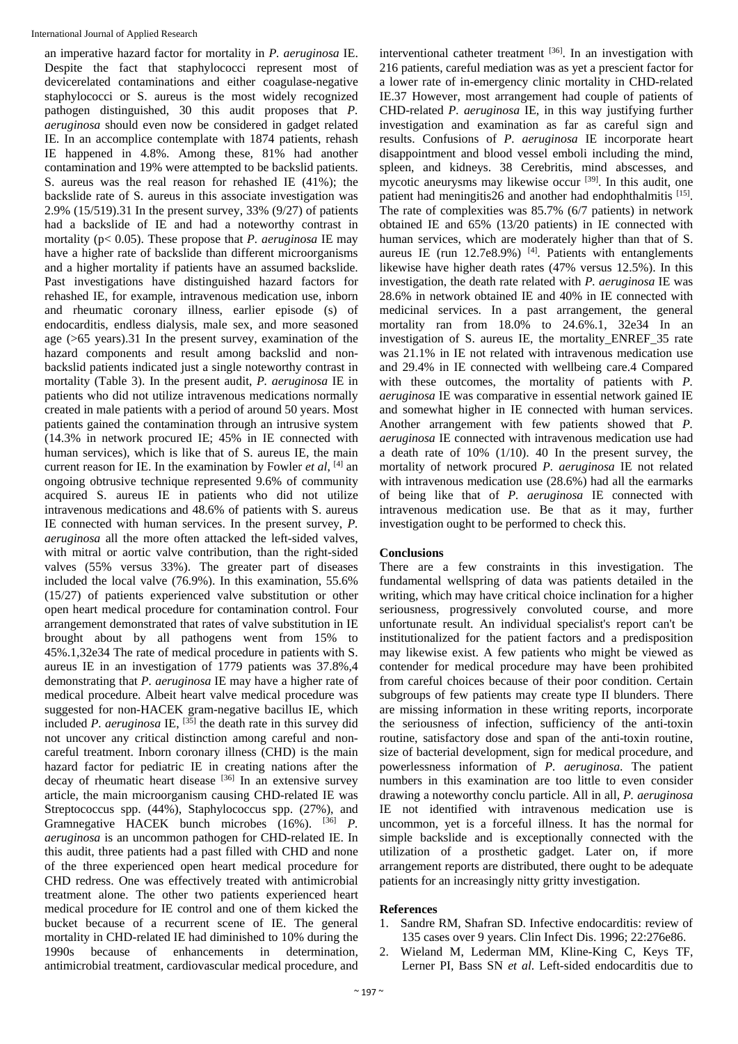an imperative hazard factor for mortality in *P. aeruginosa* IE. Despite the fact that staphylococci represent most of devicerelated contaminations and either coagulase-negative staphylococci or S. aureus is the most widely recognized pathogen distinguished, 30 this audit proposes that *P. aeruginosa* should even now be considered in gadget related IE. In an accomplice contemplate with 1874 patients, rehash IE happened in 4.8%. Among these, 81% had another contamination and 19% were attempted to be backslid patients. S. aureus was the real reason for rehashed IE (41%); the backslide rate of S. aureus in this associate investigation was 2.9% (15/519).31 In the present survey, 33% (9/27) of patients had a backslide of IE and had a noteworthy contrast in mortality ($p < 0.05$). These propose that *P. aeruginosa* IE may have a higher rate of backslide than different microorganisms and a higher mortality if patients have an assumed backslide. Past investigations have distinguished hazard factors for rehashed IE, for example, intravenous medication use, inborn and rheumatic coronary illness, earlier episode (s) of endocarditis, endless dialysis, male sex, and more seasoned age (>65 years).31 In the present survey, examination of the hazard components and result among backslid and non-backslid patients indicated just a single noteworthy contrast in mortality (Table 3). In the present audit, *P. aeruginosa* IE in patients who did not utilize intravenous medications normally created in male patients with a period of around 50 years. Most patients gained the contamination through an intrusive system (14.3% in network procured IE; 45% in IE connected with human services), which is like that of S. aureus IE, the main current reason for IE. In the examination by Fowler *et al*, [4] an ongoing obtrusive technique represented 9.6% of community acquired S. aureus IE in patients who did not utilize intravenous medications and 48.6% of patients with S. aureus IE connected with human services. In the present survey, *P. aeruginosa* all the more often attacked the left-sided valves, with mitral or aortic valve contribution, than the right-sided valves (55% versus 33%). The greater part of diseases included the local valve (76.9%). In this examination, 55.6% (15/27) of patients experienced valve substitution or other open heart medical procedure for contamination control. Four arrangement demonstrated that rates of valve substitution in IE brought about by all pathogens went from 15% to 45%.1,32e34 The rate of medical procedure in patients with S. aureus IE in an investigation of 1779 patients was 37.8%,4 demonstrating that *P. aeruginosa* IE may have a higher rate of medical procedure. Albeit heart valve medical procedure was suggested for non-HACEK gram-negative bacillus IE, which included *P. aeruginosa* IE, [35] the death rate in this survey did not uncover any critical distinction among careful and non-careful treatment. Inborn coronary illness (CHD) is the main hazard factor for pediatric IE in creating nations after the decay of rheumatic heart disease [36] In an extensive survey article, the main microorganism causing CHD-related IE was Streptococcus spp. (44%), Staphylococcus spp. (27%), and Gramnegative HACEK bunch microbes (16%). [36] *P. aeruginosa* is an uncommon pathogen for CHD-related IE. In this audit, three patients had a past filled with CHD and none of the three experienced open heart medical procedure for CHD redress. One was effectively treated with antimicrobial treatment alone. The other two patients experienced heart medical procedure for IE control and one of them kicked the bucket because of a recurrent scene of IE. The general mortality in CHD-related IE had diminished to 10% during the 1990s because of enhancements in determination, antimicrobial treatment, cardiovascular medical procedure, and interventional catheter treatment [36]. In an investigation with 216 patients, careful mediation was as yet a prescient factor for a lower rate of in-emergency clinic mortality in CHD-related IE.37 However, most arrangement had couple of patients of CHD-related *P. aeruginosa* IE, in this way justifying further investigation and examination as far as careful sign and results. Confusions of *P. aeruginosa* IE incorporate heart disappointment and blood vessel emboli including the mind, spleen, and kidneys. 38 Cerebritis, mind abscesses, and mycotic aneurysms may likewise occur [39]. In this audit, one patient had meningitis26 and another had endophthalmitis [15]. The rate of complexities was 85.7% (6/7 patients) in network obtained IE and 65% (13/20 patients) in IE connected with human services, which are moderately higher than that of S. aureus IE (run 12.7e8.9%) [4]. Patients with entanglements likewise have higher death rates (47% versus 12.5%). In this investigation, the death rate related with *P. aeruginosa* IE was 28.6% in network obtained IE and 40% in IE connected with medicinal services. In a past arrangement, the general mortality ran from 18.0% to 24.6%.1, 32e34 In an investigation of S. aureus IE, the mortality_ENREF_35 rate was 21.1% in IE not related with intravenous medication use and 29.4% in IE connected with wellbeing care.4 Compared with these outcomes, the mortality of patients with *P. aeruginosa* IE was comparative in essential network gained IE and somewhat higher in IE connected with human services. Another arrangement with few patients showed that *P. aeruginosa* IE connected with intravenous medication use had a death rate of 10% (1/10). 40 In the present survey, the mortality of network procured *P. aeruginosa* IE not related with intravenous medication use (28.6%) had all the earmarks of being like that of *P. aeruginosa* IE connected with intravenous medication use. Be that as it may, further investigation ought to be performed to check this.

## Conclusions

There are a few constraints in this investigation. The fundamental wellspring of data was patients detailed in the writing, which may have critical choice inclination for a higher seriousness, progressively convoluted course, and more unfortunate result. An individual specialist's report can't be institutionalized for the patient factors and a predisposition may likewise exist. A few patients who might be viewed as contender for medical procedure may have been prohibited from careful choices because of their poor condition. Certain subgroups of few patients may create type II blunders. There are missing information in these writing reports, incorporate the seriousness of infection, sufficiency of the anti-toxin routine, satisfactory dose and span of the anti-toxin routine, size of bacterial development, sign for medical procedure, and powerlessness information of *P. aeruginosa*. The patient numbers in this examination are too little to even consider drawing a noteworthy conclu particle. All in all, *P. aeruginosa* IE not identified with intravenous medication use is uncommon, yet is a forceful illness. It has the normal for simple backslide and is exceptionally connected with the utilization of a prosthetic gadget. Later on, if more arrangement reports are distributed, there ought to be adequate patients for an increasingly nitty gritty investigation.

## References

1. Sandre RM, Shafran SD. Infective endocarditis: review of 135 cases over 9 years. Clin Infect Dis. 1996; 22:276e86.
2. Wieland M, Lederman MM, Kline-King C, Keys TF, Lerner PI, Bass SN *et al*. Left-sided endocarditis due to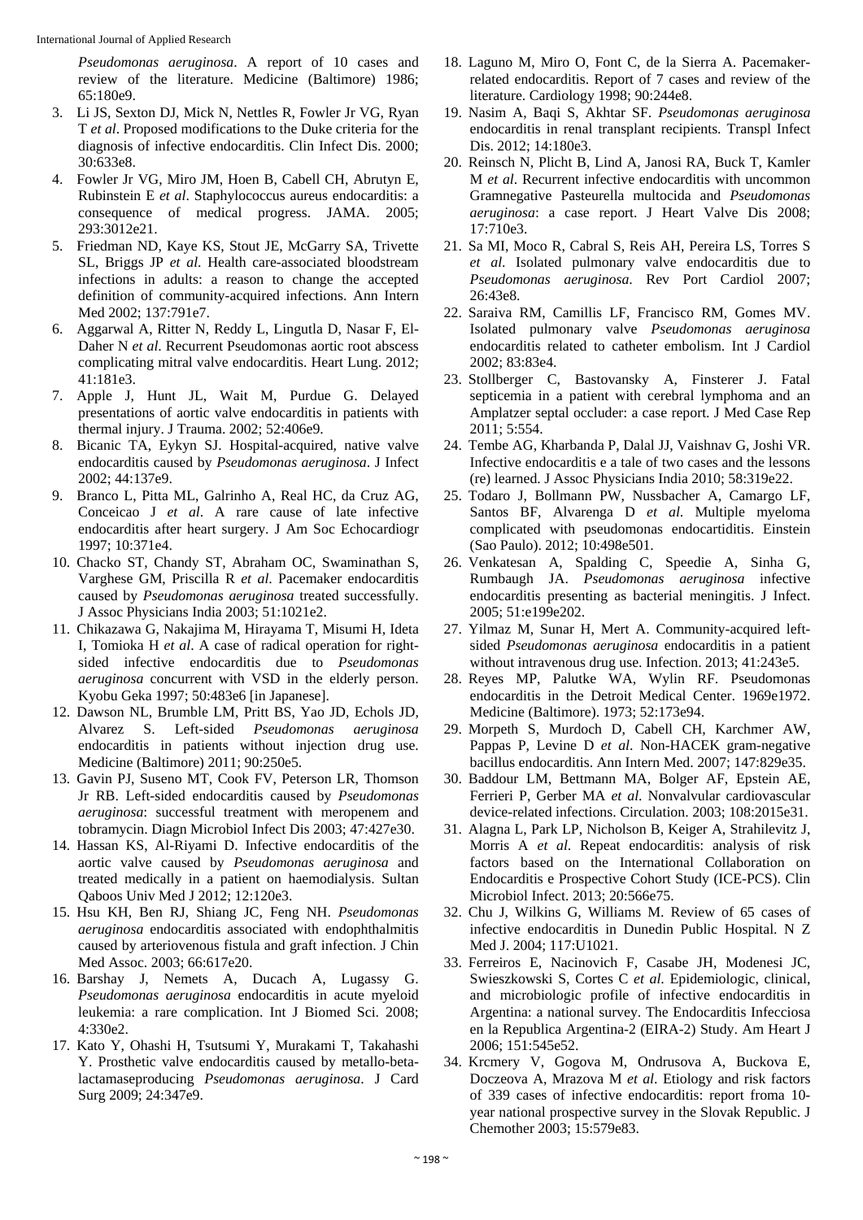*Pseudomonas aeruginosa*. A report of 10 cases and review of the literature. Medicine (Baltimore) 1986; 65:180e9.

3. Li JS, Sexton DJ, Mick N, Nettles R, Fowler Jr VG, Ryan T *et al*. Proposed modifications to the Duke criteria for the diagnosis of infective endocarditis. Clin Infect Dis. 2000; 30:633e8.
4. Fowler Jr VG, Miro JM, Hoen B, Cabell CH, Abrutyn E, Rubinstein E *et al*. Staphylococcus aureus endocarditis: a consequence of medical progress. JAMA. 2005; 293:3012e21.
5. Friedman ND, Kaye KS, Stout JE, McGarry SA, Trivette SL, Briggs JP *et al.* Health care-associated bloodstream infections in adults: a reason to change the accepted definition of community-acquired infections. Ann Intern Med 2002; 137:791e7.
6. Aggarwal A, Ritter N, Reddy L, Lingutla D, Nasar F, El-Daher N *et al*. Recurrent Pseudomonas aortic root abscess complicating mitral valve endocarditis. Heart Lung. 2012; 41:181e3.
7. Apple J, Hunt JL, Wait M, Purdue G. Delayed presentations of aortic valve endocarditis in patients with thermal injury. J Trauma. 2002; 52:406e9.
8. Bicanic TA, Eykyn SJ. Hospital-acquired, native valve endocarditis caused by *Pseudomonas aeruginosa*. J Infect 2002; 44:137e9.
9. Branco L, Pitta ML, Galrinho A, Real HC, da Cruz AG, Conceicao J *et al*. A rare cause of late infective endocarditis after heart surgery. J Am Soc Echocardiogr 1997; 10:371e4.
10. Chacko ST, Chandy ST, Abraham OC, Swaminathan S, Varghese GM, Priscilla R *et al*. Pacemaker endocarditis caused by *Pseudomonas aeruginosa* treated successfully. J Assoc Physicians India 2003; 51:1021e2.
11. Chikazawa G, Nakajima M, Hirayama T, Misumi H, Ideta I, Tomioka H *et al*. A case of radical operation for right-sided infective endocarditis due to *Pseudomonas aeruginosa* concurrent with VSD in the elderly person. Kyobu Geka 1997; 50:483e6 [in Japanese].
12. Dawson NL, Brumble LM, Pritt BS, Yao JD, Echols JD, Alvarez S. Left-sided *Pseudomonas aeruginosa* endocarditis in patients without injection drug use. Medicine (Baltimore) 2011; 90:250e5.
13. Gavin PJ, Suseno MT, Cook FV, Peterson LR, Thomson Jr RB. Left-sided endocarditis caused by *Pseudomonas aeruginosa*: successful treatment with meropenem and tobramycin. Diagn Microbiol Infect Dis 2003; 47:427e30.
14. Hassan KS, Al-Riyami D. Infective endocarditis of the aortic valve caused by *Pseudomonas aeruginosa* and treated medically in a patient on haemodialysis. Sultan Qaboos Univ Med J 2012; 12:120e3.
15. Hsu KH, Ben RJ, Shiang JC, Feng NH. *Pseudomonas aeruginosa* endocarditis associated with endophthalmitis caused by arteriovenous fistula and graft infection. J Chin Med Assoc. 2003; 66:617e20.
16. Barshay J, Nemets A, Ducach A, Lugassy G. *Pseudomonas aeruginosa* endocarditis in acute myeloid leukemia: a rare complication. Int J Biomed Sci. 2008; 4:330e2.
17. Kato Y, Ohashi H, Tsutsumi Y, Murakami T, Takahashi Y. Prosthetic valve endocarditis caused by metallo-beta-lactamaseproducing *Pseudomonas aeruginosa*. J Card Surg 2009; 24:347e9.
18. Laguno M, Miro O, Font C, de la Sierra A. Pacemaker-related endocarditis. Report of 7 cases and review of the literature. Cardiology 1998; 90:244e8.
19. Nasim A, Baqi S, Akhtar SF. *Pseudomonas aeruginosa* endocarditis in renal transplant recipients. Transpl Infect Dis. 2012; 14:180e3.
20. Reinsch N, Plicht B, Lind A, Janosi RA, Buck T, Kamler M *et al*. Recurrent infective endocarditis with uncommon Gramnegative Pasteurella multocida and *Pseudomonas aeruginosa*: a case report. J Heart Valve Dis 2008; 17:710e3.
21. Sa MI, Moco R, Cabral S, Reis AH, Pereira LS, Torres S *et al*. Isolated pulmonary valve endocarditis due to *Pseudomonas aeruginosa.* Rev Port Cardiol 2007; 26:43e8.
22. Saraiva RM, Camillis LF, Francisco RM, Gomes MV. Isolated pulmonary valve *Pseudomonas aeruginosa* endocarditis related to catheter embolism. Int J Cardiol 2002; 83:83e4.
23. Stollberger C, Bastovansky A, Finsterer J. Fatal septicemia in a patient with cerebral lymphoma and an Amplatzer septal occluder: a case report. J Med Case Rep 2011; 5:554.
24. Tembe AG, Kharbanda P, Dalal JJ, Vaishnav G, Joshi VR. Infective endocarditis e a tale of two cases and the lessons (re) learned. J Assoc Physicians India 2010; 58:319e22.
25. Todaro J, Bollmann PW, Nussbacher A, Camargo LF, Santos BF, Alvarenga D *et al.* Multiple myeloma complicated with pseudomonas endocartiditis. Einstein (Sao Paulo). 2012; 10:498e501.
26. Venkatesan A, Spalding C, Speedie A, Sinha G, Rumbaugh JA. *Pseudomonas aeruginosa* infective endocarditis presenting as bacterial meningitis. J Infect. 2005; 51:e199e202.
27. Yilmaz M, Sunar H, Mert A. Community-acquired left-sided *Pseudomonas aeruginosa* endocarditis in a patient without intravenous drug use. Infection. 2013; 41:243e5.
28. Reyes MP, Palutke WA, Wylin RF. Pseudomonas endocarditis in the Detroit Medical Center. 1969e1972. Medicine (Baltimore). 1973; 52:173e94.
29. Morpeth S, Murdoch D, Cabell CH, Karchmer AW, Pappas P, Levine D *et al*. Non-HACEK gram-negative bacillus endocarditis. Ann Intern Med. 2007; 147:829e35.
30. Baddour LM, Bettmann MA, Bolger AF, Epstein AE, Ferrieri P, Gerber MA *et al*. Nonvalvular cardiovascular device-related infections. Circulation. 2003; 108:2015e31.
31. Alagna L, Park LP, Nicholson B, Keiger A, Strahilevitz J, Morris A *et al.* Repeat endocarditis: analysis of risk factors based on the International Collaboration on Endocarditis e Prospective Cohort Study (ICE-PCS). Clin Microbiol Infect. 2013; 20:566e75.
32. Chu J, Wilkins G, Williams M. Review of 65 cases of infective endocarditis in Dunedin Public Hospital. N Z Med J. 2004; 117:U1021.
33. Ferreiros E, Nacinovich F, Casabe JH, Modenesi JC, Swieszkowski S, Cortes C *et al*. Epidemiologic, clinical, and microbiologic profile of infective endocarditis in Argentina: a national survey. The Endocarditis Infecciosa en la Republica Argentina-2 (EIRA-2) Study. Am Heart J 2006; 151:545e52.
34. Krcmery V, Gogova M, Ondrusova A, Buckova E, Doczeova A, Mrazova M *et al*. Etiology and risk factors of 339 cases of infective endocarditis: report froma 10-year national prospective survey in the Slovak Republic. J Chemother 2003; 15:579e83.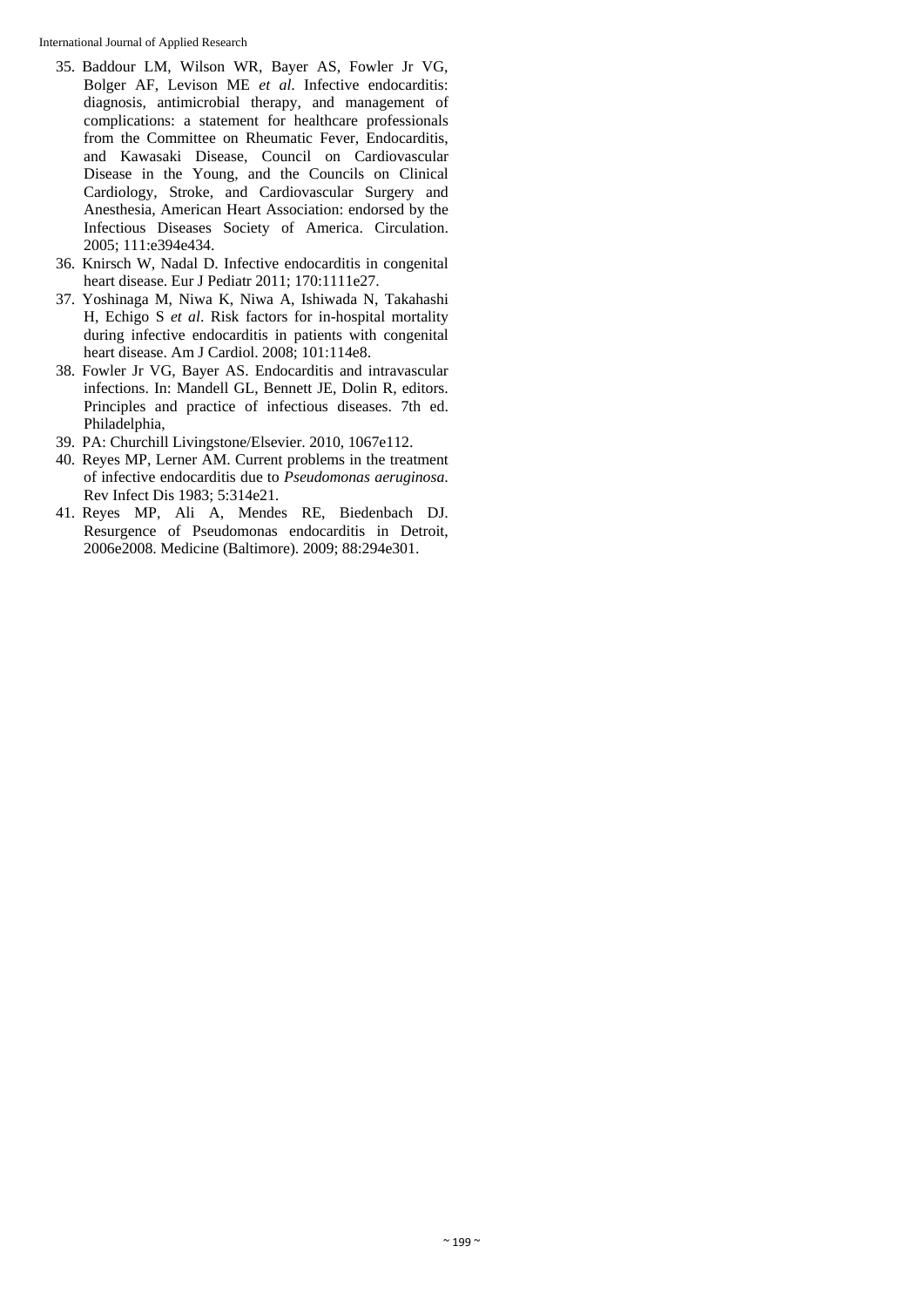35. Baddour LM, Wilson WR, Bayer AS, Fowler Jr VG, Bolger AF, Levison ME *et al*. Infective endocarditis: diagnosis, antimicrobial therapy, and management of complications: a statement for healthcare professionals from the Committee on Rheumatic Fever, Endocarditis, and Kawasaki Disease, Council on Cardiovascular Disease in the Young, and the Councils on Clinical Cardiology, Stroke, and Cardiovascular Surgery and Anesthesia, American Heart Association: endorsed by the Infectious Diseases Society of America. Circulation. 2005; 111:e394e434.
36. Knirsch W, Nadal D. Infective endocarditis in congenital heart disease. Eur J Pediatr 2011; 170:1111e27.
37. Yoshinaga M, Niwa K, Niwa A, Ishiwada N, Takahashi H, Echigo S *et al*. Risk factors for in-hospital mortality during infective endocarditis in patients with congenital heart disease. Am J Cardiol. 2008; 101:114e8.
38. Fowler Jr VG, Bayer AS. Endocarditis and intravascular infections. In: Mandell GL, Bennett JE, Dolin R, editors. Principles and practice of infectious diseases. 7th ed. Philadelphia,
39. PA: Churchill Livingstone/Elsevier. 2010, 1067e112.
40. Reyes MP, Lerner AM. Current problems in the treatment of infective endocarditis due to *Pseudomonas aeruginosa*. Rev Infect Dis 1983; 5:314e21.
41. Reyes MP, Ali A, Mendes RE, Biedenbach DJ. Resurgence of Pseudomonas endocarditis in Detroit, 2006e2008. Medicine (Baltimore). 2009; 88:294e301.